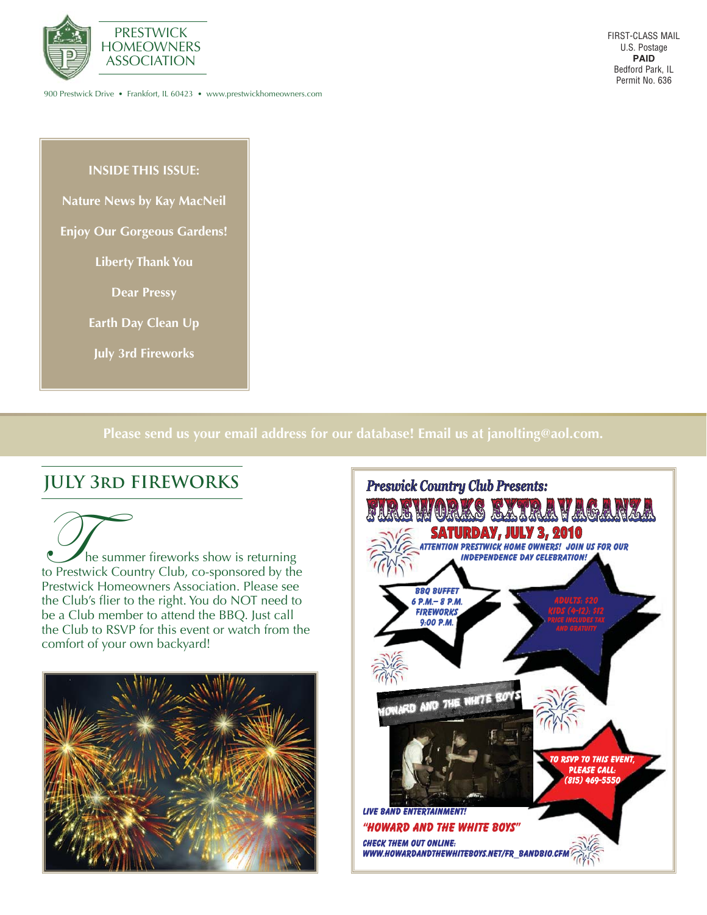# PRESTWICK HOMEOWNERS ASSOCIATION

900 Prestwick Drive • Frankfort, IL 60423 • www.prestwickhomeowners.com

FIRST-CLASS MAIL
U.S. Postage
**PAID**
Bedford Park, IL
Permit No. 636

**INSIDE THIS ISSUE:**

- Nature News by Kay MacNeil
- Enjoy Our Gorgeous Gardens!
- Liberty Thank You
- Dear Pressy
- Earth Day Clean Up
- July 3rd Fireworks

**Please send us your email address for our database! Email us at janolting@aol.com.**

## JULY 3RD FIREWORKS

The summer fireworks show is returning to Prestwick Country Club, co-sponsored by the Prestwick Homeowners Association. Please see the Club's flier to the right. You do NOT need to be a Club member to attend the BBQ. Just call the Club to RSVP for this event or watch from the comfort of your own backyard!

*Preswick Country Club Presents:*

**FIREWORKS EXTRAVAGANZA**

**SATURDAY, JULY 3, 2010**

ATTENTION PRESTWICK HOME OWNERS! JOIN US FOR OUR INDEPENDENCE DAY CELEBRATION!

BBQ BUFFET
6 P.M.– 8 P.M.
FIREWORKS
9:00 P.M.

ADULTS: $20
KIDS (4-12): $12
PRICE INCLUDES TAX AND GRATUITY

HOWARD AND THE WHITE BOYS

TO RSVP TO THIS EVENT, PLEASE CALL: (815) 469-5550

LIVE BAND ENTERTAINMENT!

"HOWARD AND THE WHITE BOYS"

CHECK THEM OUT ONLINE:
WWW.HOWARDANDTHEWHITEBOYS.NET/FR_BANDBIO.CFM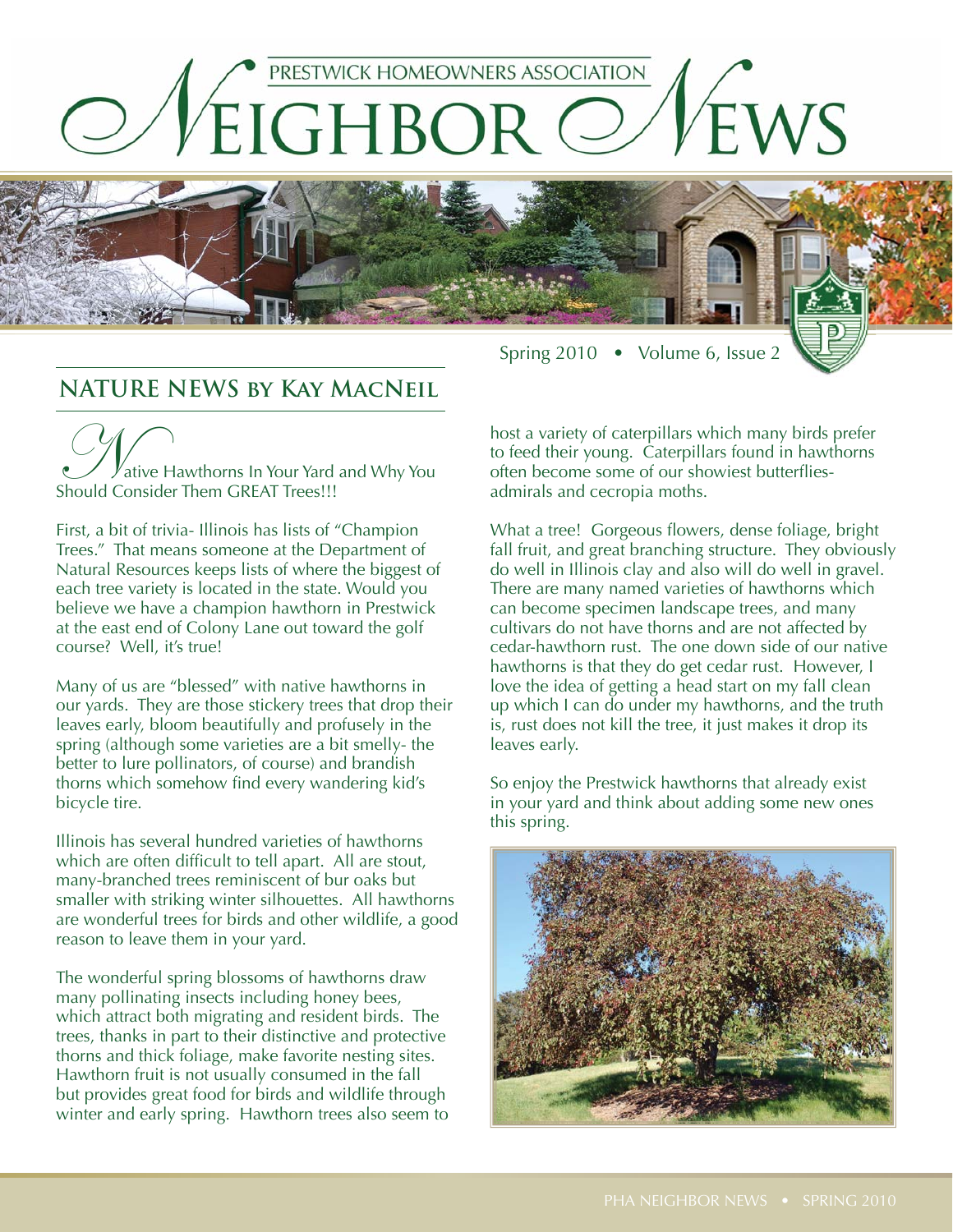# PRESTWICK HOMEOWNERS ASSOCIATION NEIGHBOR NEWS

Spring 2010 • Volume 6, Issue 2

## NATURE NEWS BY KAY MACNEIL

Native Hawthorns In Your Yard and Why You Should Consider Them GREAT Trees!!!

First, a bit of trivia- Illinois has lists of "Champion Trees." That means someone at the Department of Natural Resources keeps lists of where the biggest of each tree variety is located in the state. Would you believe we have a champion hawthorn in Prestwick at the east end of Colony Lane out toward the golf course? Well, it's true!

Many of us are "blessed" with native hawthorns in our yards. They are those stickery trees that drop their leaves early, bloom beautifully and profusely in the spring (although some varieties are a bit smelly- the better to lure pollinators, of course) and brandish thorns which somehow find every wandering kid's bicycle tire.

Illinois has several hundred varieties of hawthorns which are often difficult to tell apart. All are stout, many-branched trees reminiscent of bur oaks but smaller with striking winter silhouettes. All hawthorns are wonderful trees for birds and other wildlife, a good reason to leave them in your yard.

The wonderful spring blossoms of hawthorns draw many pollinating insects including honey bees, which attract both migrating and resident birds. The trees, thanks in part to their distinctive and protective thorns and thick foliage, make favorite nesting sites. Hawthorn fruit is not usually consumed in the fall but provides great food for birds and wildlife through winter and early spring. Hawthorn trees also seem to host a variety of caterpillars which many birds prefer to feed their young. Caterpillars found in hawthorns often become some of our showiest butterflies- admirals and cecropia moths.

What a tree! Gorgeous flowers, dense foliage, bright fall fruit, and great branching structure. They obviously do well in Illinois clay and also will do well in gravel. There are many named varieties of hawthorns which can become specimen landscape trees, and many cultivars do not have thorns and are not affected by cedar-hawthorn rust. The one down side of our native hawthorns is that they do get cedar rust. However, I love the idea of getting a head start on my fall clean up which I can do under my hawthorns, and the truth is, rust does not kill the tree, it just makes it drop its leaves early.

So enjoy the Prestwick hawthorns that already exist in your yard and think about adding some new ones this spring.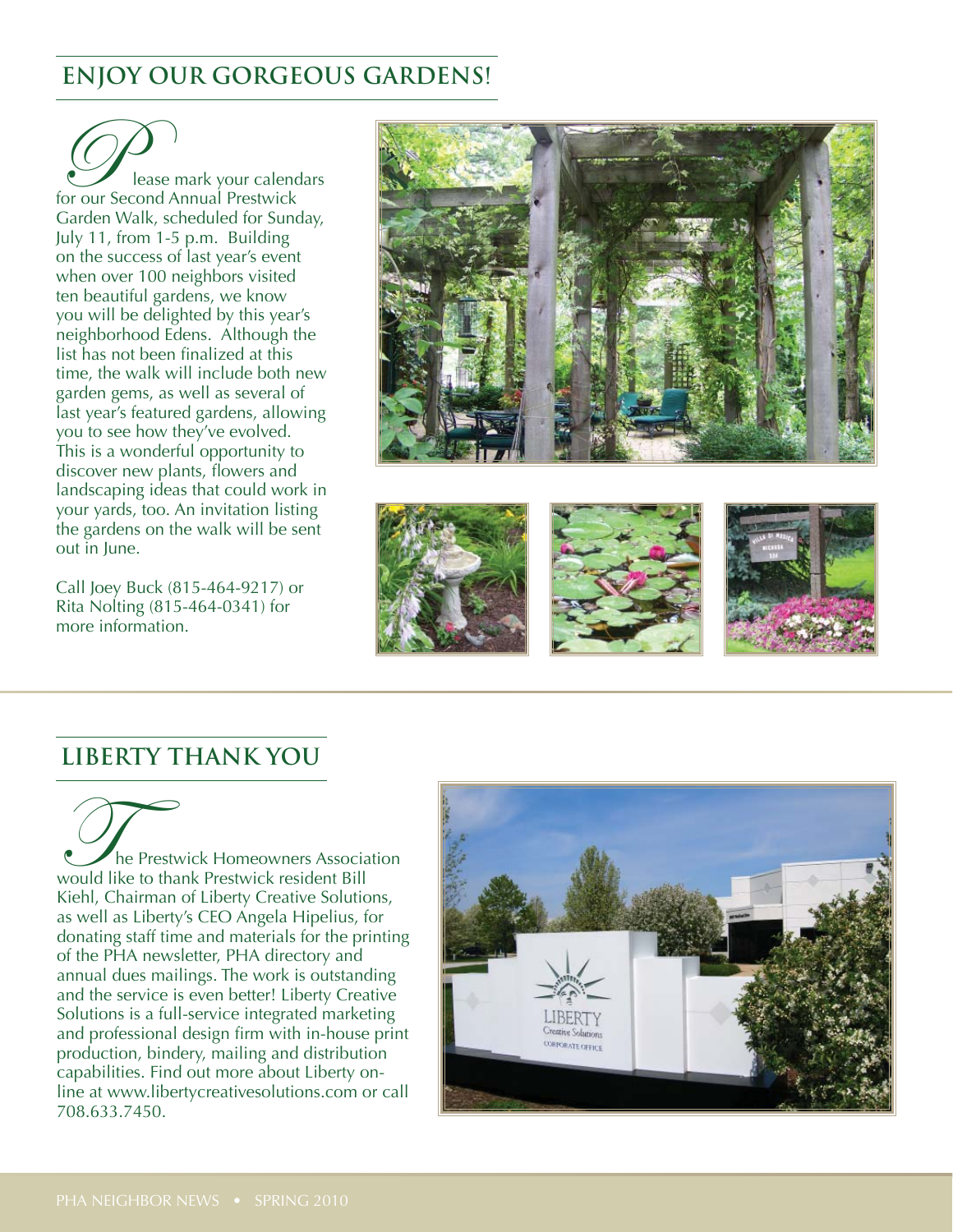## ENJOY OUR GORGEOUS GARDENS!

Please mark your calendars for our Second Annual Prestwick Garden Walk, scheduled for Sunday, July 11, from 1-5 p.m. Building on the success of last year's event when over 100 neighbors visited ten beautiful gardens, we know you will be delighted by this year's neighborhood Edens. Although the list has not been finalized at this time, the walk will include both new garden gems, as well as several of last year's featured gardens, allowing you to see how they've evolved. This is a wonderful opportunity to discover new plants, flowers and landscaping ideas that could work in your yards, too. An invitation listing the gardens on the walk will be sent out in June.

Call Joey Buck (815-464-9217) or Rita Nolting (815-464-0341) for more information.

## LIBERTY THANK YOU

The Prestwick Homeowners Association would like to thank Prestwick resident Bill Kiehl, Chairman of Liberty Creative Solutions, as well as Liberty's CEO Angela Hipelius, for donating staff time and materials for the printing of the PHA newsletter, PHA directory and annual dues mailings. The work is outstanding and the service is even better! Liberty Creative Solutions is a full-service integrated marketing and professional design firm with in-house print production, bindery, mailing and distribution capabilities. Find out more about Liberty on-line at www.libertycreativesolutions.com or call 708.633.7450.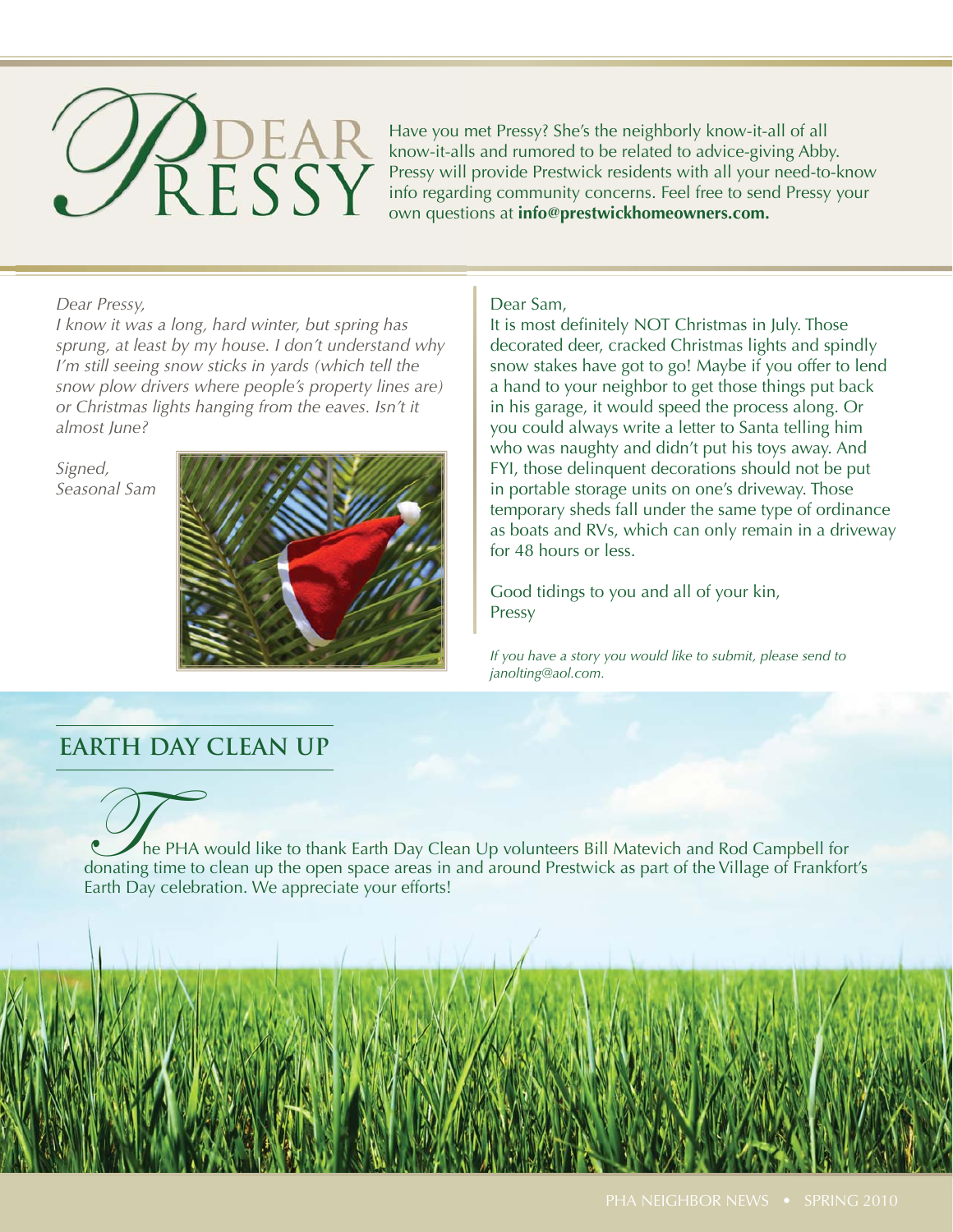# Dear Pressy

Have you met Pressy? She's the neighborly know-it-all of all know-it-alls and rumored to be related to advice-giving Abby. Pressy will provide Prestwick residents with all your need-to-know info regarding community concerns. Feel free to send Pressy your own questions at **info@prestwickhomeowners.com.**

*Dear Pressy,*

*I know it was a long, hard winter, but spring has sprung, at least by my house. I don't understand why I'm still seeing snow sticks in yards (which tell the snow plow drivers where people's property lines are) or Christmas lights hanging from the eaves. Isn't it almost June?*

*Signed,*
*Seasonal Sam*

Dear Sam,

It is most definitely NOT Christmas in July. Those decorated deer, cracked Christmas lights and spindly snow stakes have got to go! Maybe if you offer to lend a hand to your neighbor to get those things put back in his garage, it would speed the process along. Or you could always write a letter to Santa telling him who was naughty and didn't put his toys away. And FYI, those delinquent decorations should not be put in portable storage units on one's driveway. Those temporary sheds fall under the same type of ordinance as boats and RVs, which can only remain in a driveway for 48 hours or less.

Good tidings to you and all of your kin,
Pressy

*If you have a story you would like to submit, please send to janolting@aol.com.*

## EARTH DAY CLEAN UP

The PHA would like to thank Earth Day Clean Up volunteers Bill Matevich and Rod Campbell for donating time to clean up the open space areas in and around Prestwick as part of the Village of Frankfort's Earth Day celebration. We appreciate your efforts!